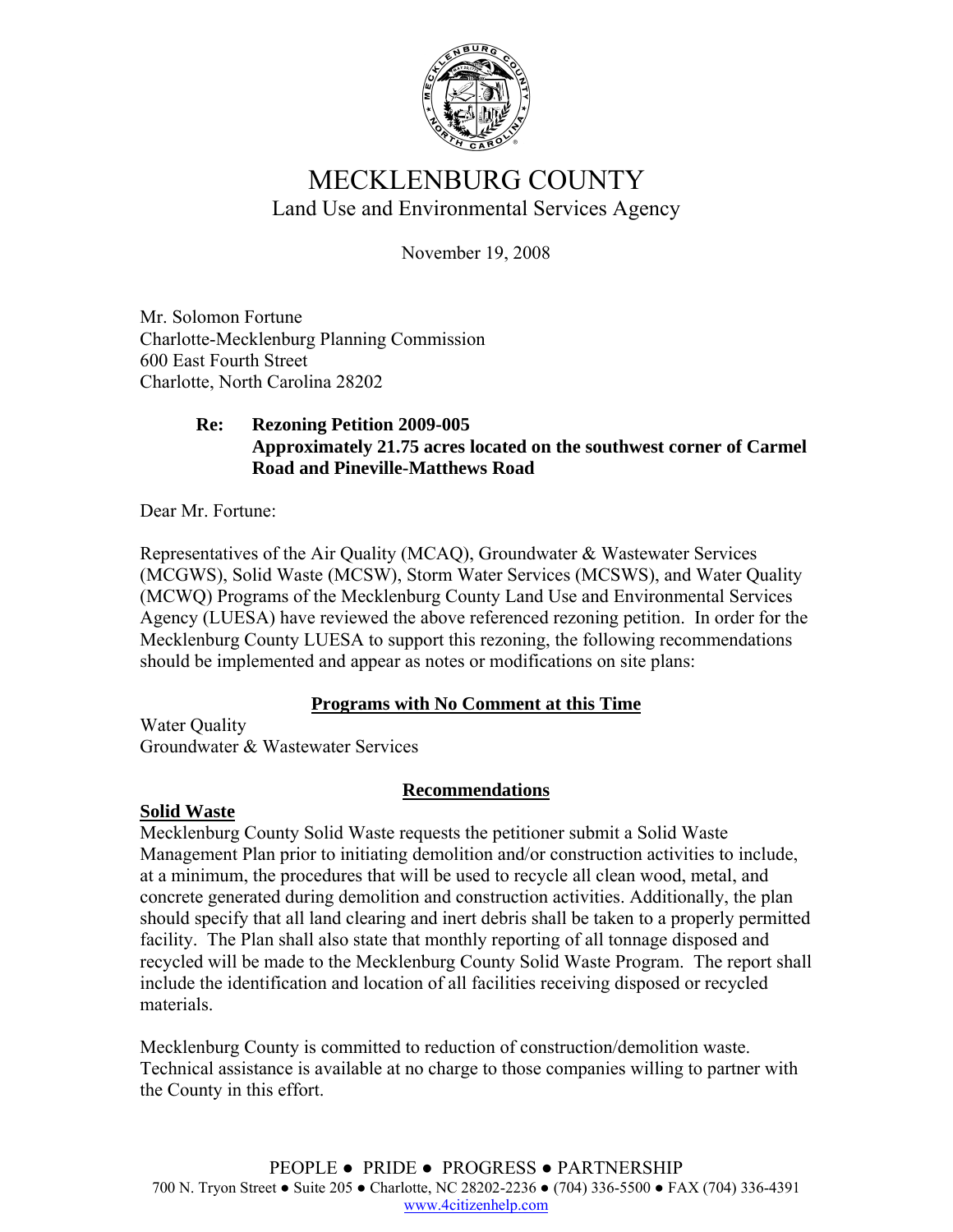# MECKLENBURG COUNTY

## Land Use and Environmental Services Agency

November 19, 2008

Mr. Solomon Fortune
Charlotte-Mecklenburg Planning Commission
600 East Fourth Street
Charlotte, North Carolina 28202

**Re: Rezoning Petition 2009-005**
**Approximately 21.75 acres located on the southwest corner of Carmel Road and Pineville-Matthews Road**

Dear Mr. Fortune:

Representatives of the Air Quality (MCAQ), Groundwater & Wastewater Services (MCGWS), Solid Waste (MCSW), Storm Water Services (MCSWS), and Water Quality (MCWQ) Programs of the Mecklenburg County Land Use and Environmental Services Agency (LUESA) have reviewed the above referenced rezoning petition. In order for the Mecklenburg County LUESA to support this rezoning, the following recommendations should be implemented and appear as notes or modifications on site plans:

### Programs with No Comment at this Time

Water Quality
Groundwater & Wastewater Services

### Recommendations

**Solid Waste**

Mecklenburg County Solid Waste requests the petitioner submit a Solid Waste Management Plan prior to initiating demolition and/or construction activities to include, at a minimum, the procedures that will be used to recycle all clean wood, metal, and concrete generated during demolition and construction activities. Additionally, the plan should specify that all land clearing and inert debris shall be taken to a properly permitted facility. The Plan shall also state that monthly reporting of all tonnage disposed and recycled will be made to the Mecklenburg County Solid Waste Program. The report shall include the identification and location of all facilities receiving disposed or recycled materials.

Mecklenburg County is committed to reduction of construction/demolition waste. Technical assistance is available at no charge to those companies willing to partner with the County in this effort.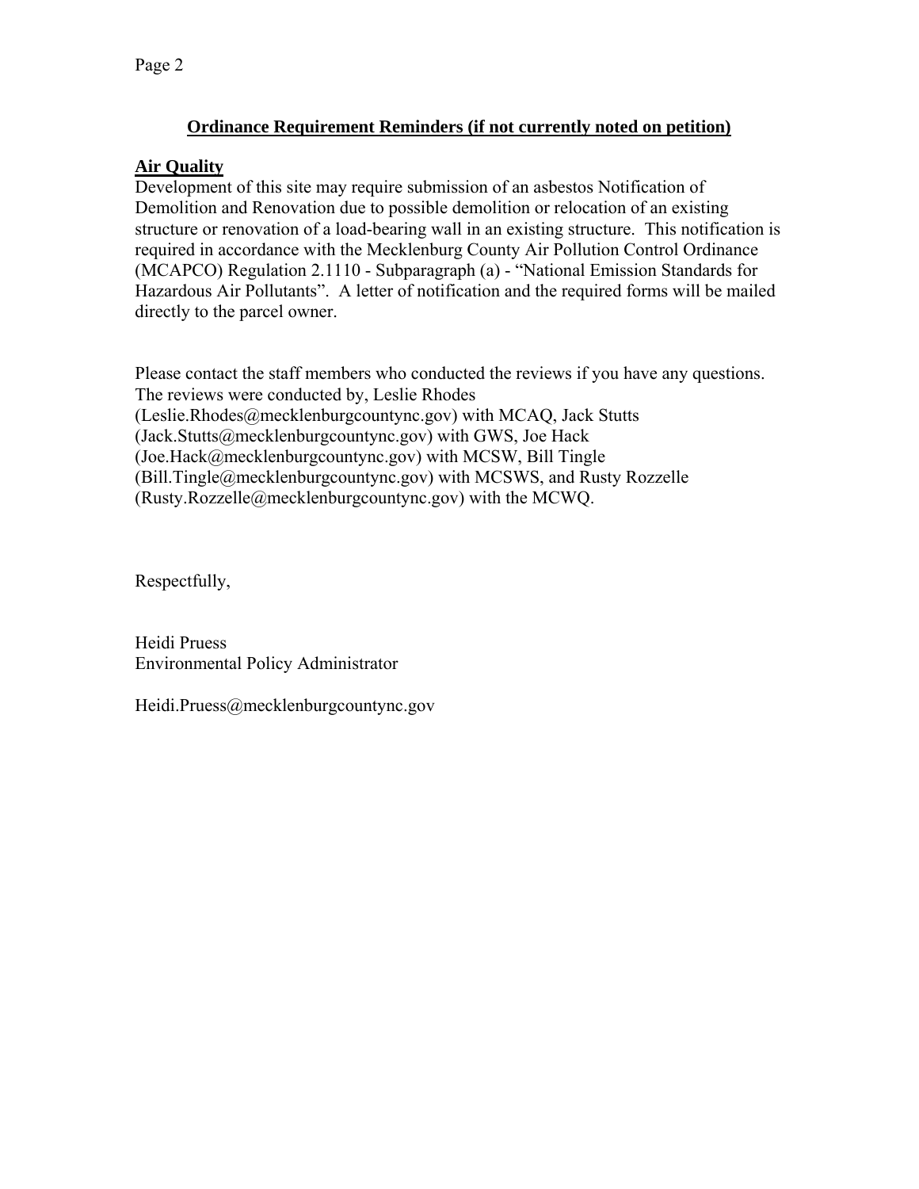## Ordinance Requirement Reminders (if not currently noted on petition)

### Air Quality

Development of this site may require submission of an asbestos Notification of Demolition and Renovation due to possible demolition or relocation of an existing structure or renovation of a load-bearing wall in an existing structure. This notification is required in accordance with the Mecklenburg County Air Pollution Control Ordinance (MCAPCO) Regulation 2.1110 - Subparagraph (a) - "National Emission Standards for Hazardous Air Pollutants". A letter of notification and the required forms will be mailed directly to the parcel owner.

Please contact the staff members who conducted the reviews if you have any questions. The reviews were conducted by, Leslie Rhodes (Leslie.Rhodes@mecklenburgcountync.gov) with MCAQ, Jack Stutts (Jack.Stutts@mecklenburgcountync.gov) with GWS, Joe Hack (Joe.Hack@mecklenburgcountync.gov) with MCSW, Bill Tingle (Bill.Tingle@mecklenburgcountync.gov) with MCSWS, and Rusty Rozzelle (Rusty.Rozzelle@mecklenburgcountync.gov) with the MCWQ.

Respectfully,

Heidi Pruess
Environmental Policy Administrator

Heidi.Pruess@mecklenburgcountync.gov